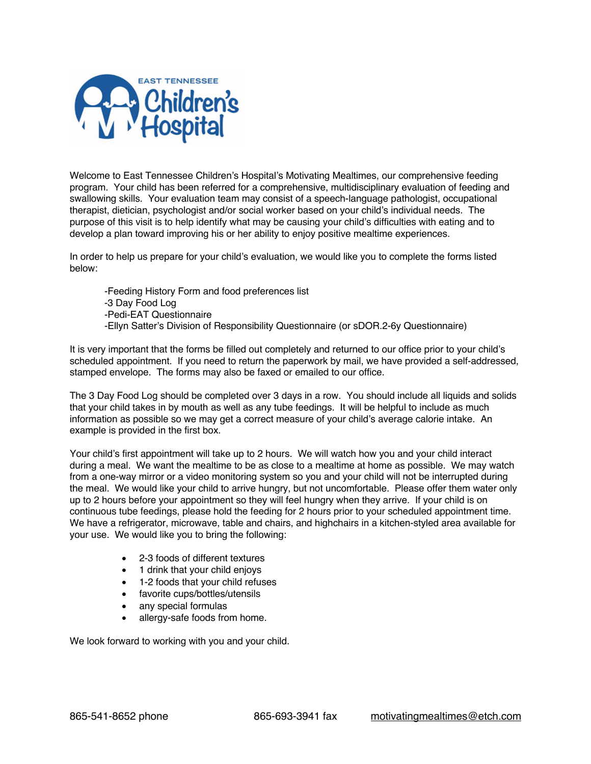EAST TENNESSEE Children's Hospital

Welcome to East Tennessee Children's Hospital's Motivating Mealtimes, our comprehensive feeding program. Your child has been referred for a comprehensive, multidisciplinary evaluation of feeding and swallowing skills. Your evaluation team may consist of a speech-language pathologist, occupational therapist, dietician, psychologist and/or social worker based on your child's individual needs. The purpose of this visit is to help identify what may be causing your child's difficulties with eating and to develop a plan toward improving his or her ability to enjoy positive mealtime experiences.

In order to help us prepare for your child's evaluation, we would like you to complete the forms listed below:

-Feeding History Form and food preferences list
-3 Day Food Log
-Pedi-EAT Questionnaire
-Ellyn Satter's Division of Responsibility Questionnaire (or sDOR.2-6y Questionnaire)

It is very important that the forms be filled out completely and returned to our office prior to your child's scheduled appointment. If you need to return the paperwork by mail, we have provided a self-addressed, stamped envelope. The forms may also be faxed or emailed to our office.

The 3 Day Food Log should be completed over 3 days in a row. You should include all liquids and solids that your child takes in by mouth as well as any tube feedings. It will be helpful to include as much information as possible so we may get a correct measure of your child's average calorie intake. An example is provided in the first box.

Your child's first appointment will take up to 2 hours. We will watch how you and your child interact during a meal. We want the mealtime to be as close to a mealtime at home as possible. We may watch from a one-way mirror or a video monitoring system so you and your child will not be interrupted during the meal. We would like your child to arrive hungry, but not uncomfortable. Please offer them water only up to 2 hours before your appointment so they will feel hungry when they arrive. If your child is on continuous tube feedings, please hold the feeding for 2 hours prior to your scheduled appointment time. We have a refrigerator, microwave, table and chairs, and highchairs in a kitchen-styled area available for your use. We would like you to bring the following:

- 2-3 foods of different textures
- 1 drink that your child enjoys
- 1-2 foods that your child refuses
- favorite cups/bottles/utensils
- any special formulas
- allergy-safe foods from home.

We look forward to working with you and your child.

865-541-8652 phone 865-693-3941 fax motivatingmealtimes@etch.com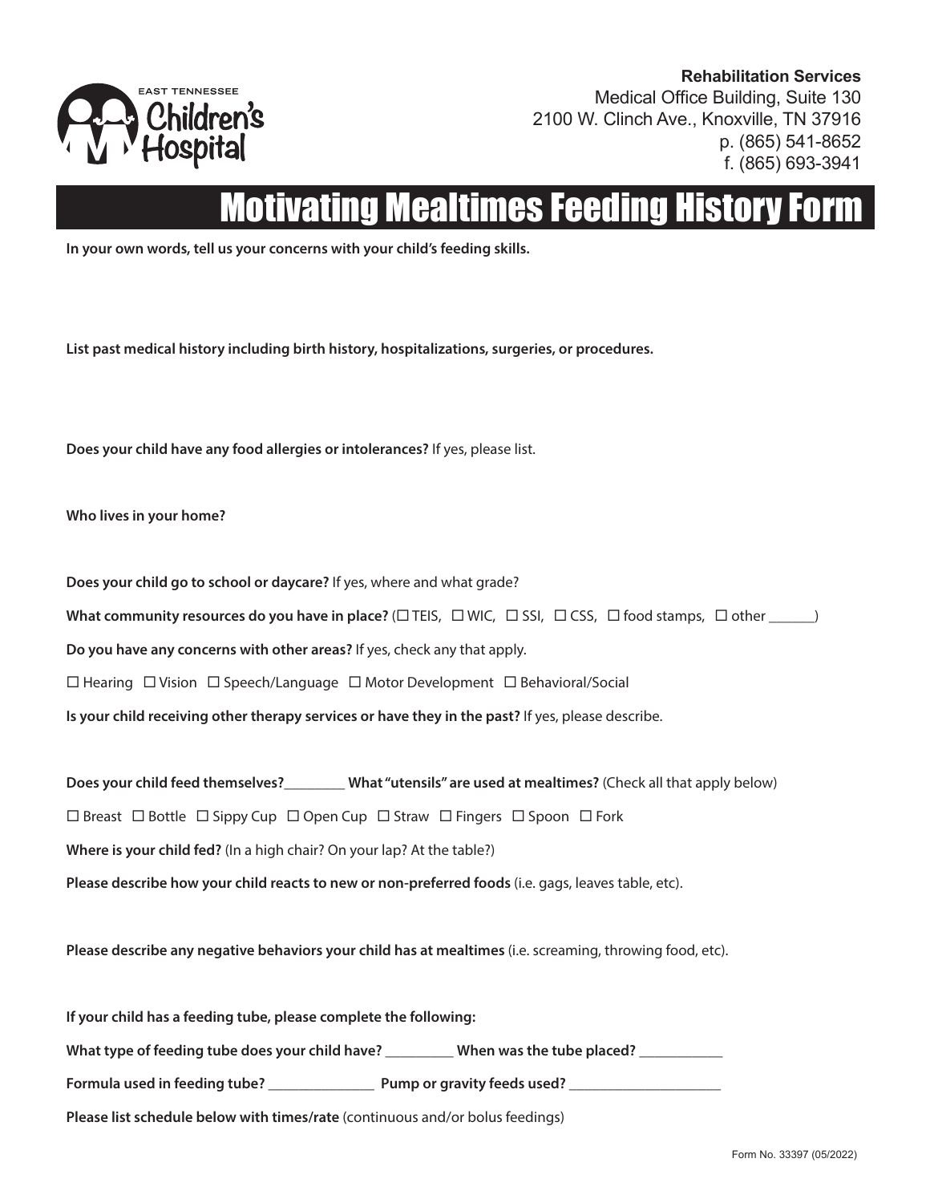**Rehabilitation Services**
Medical Office Building, Suite 130
2100 W. Clinch Ave., Knoxville, TN 37916
p. (865) 541-8652
f. (865) 693-3941

EAST TENNESSEE Children's Hospital

# Motivating Mealtimes Feeding History Form

**In your own words, tell us your concerns with your child's feeding skills.**

**List past medical history including birth history, hospitalizations, surgeries, or procedures.**

**Does your child have any food allergies or intolerances?** If yes, please list.

**Who lives in your home?**

**Does your child go to school or daycare?** If yes, where and what grade?

**What community resources do you have in place?** (☐ TEIS, ☐ WIC, ☐ SSI, ☐ CSS, ☐ food stamps, ☐ other ______)

**Do you have any concerns with other areas?** If yes, check any that apply.

☐ Hearing ☐ Vision ☐ Speech/Language ☐ Motor Development ☐ Behavioral/Social

**Is your child receiving other therapy services or have they in the past?** If yes, please describe.

**Does your child feed themselves?**________ **What "utensils" are used at mealtimes?** (Check all that apply below)

☐ Breast ☐ Bottle ☐ Sippy Cup ☐ Open Cup ☐ Straw ☐ Fingers ☐ Spoon ☐ Fork

**Where is your child fed?** (In a high chair? On your lap? At the table?)

**Please describe how your child reacts to new or non-preferred foods** (i.e. gags, leaves table, etc).

**Please describe any negative behaviors your child has at mealtimes** (i.e. screaming, throwing food, etc).

**If your child has a feeding tube, please complete the following:**

**What type of feeding tube does your child have?** _________ **When was the tube placed?** ___________

**Formula used in feeding tube?** ______________ **Pump or gravity feeds used?** ____________________

**Please list schedule below with times/rate** (continuous and/or bolus feedings)

Form No. 33397 (05/2022)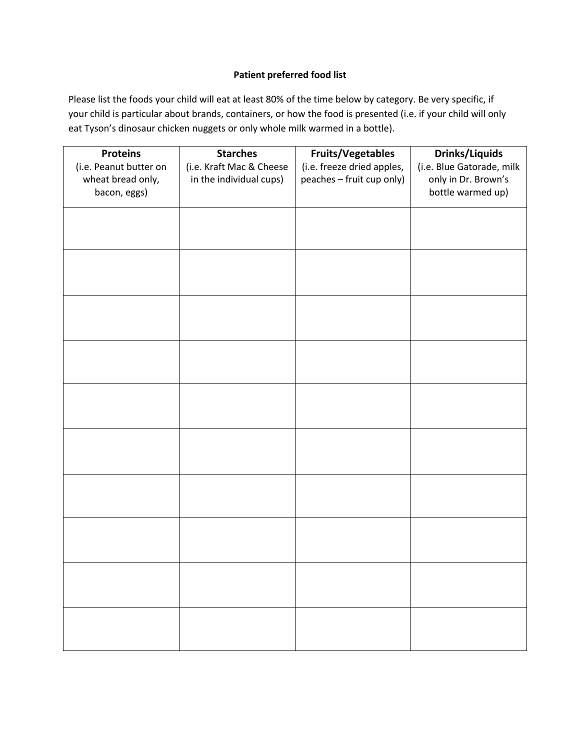**Patient preferred food list**

Please list the foods your child will eat at least 80% of the time below by category. Be very specific, if your child is particular about brands, containers, or how the food is presented (i.e. if your child will only eat Tyson's dinosaur chicken nuggets or only whole milk warmed in a bottle).

| **Proteins** (i.e. Peanut butter on wheat bread only, bacon, eggs) | **Starches** (i.e. Kraft Mac & Cheese in the individual cups) | **Fruits/Vegetables** (i.e. freeze dried apples, peaches – fruit cup only) | **Drinks/Liquids** (i.e. Blue Gatorade, milk only in Dr. Brown's bottle warmed up) |
|---|---|---|---|
| | | | |
| | | | |
| | | | |
| | | | |
| | | | |
| | | | |
| | | | |
| | | | |
| | | | |
| | | | |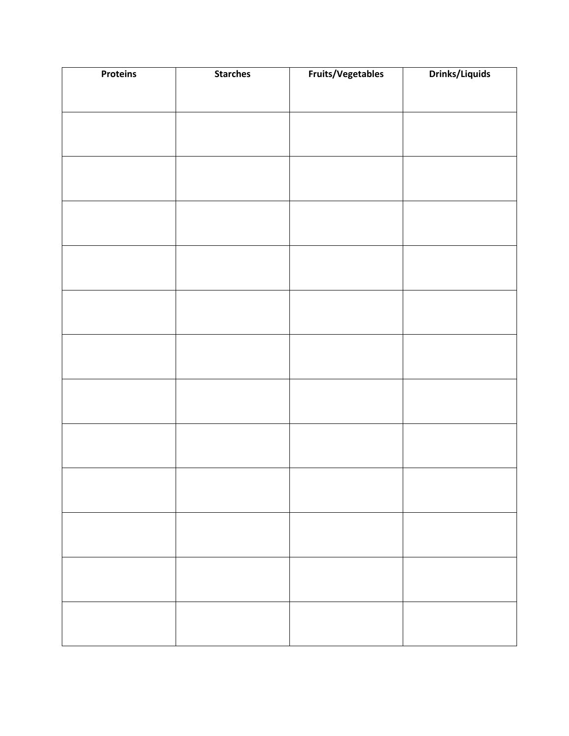| Proteins | Starches | Fruits/Vegetables | Drinks/Liquids |
|---|---|---|---|
| | | | |
| | | | |
| | | | |
| | | | |
| | | | |
| | | | |
| | | | |
| | | | |
| | | | |
| | | | |
| | | | |
| | | | |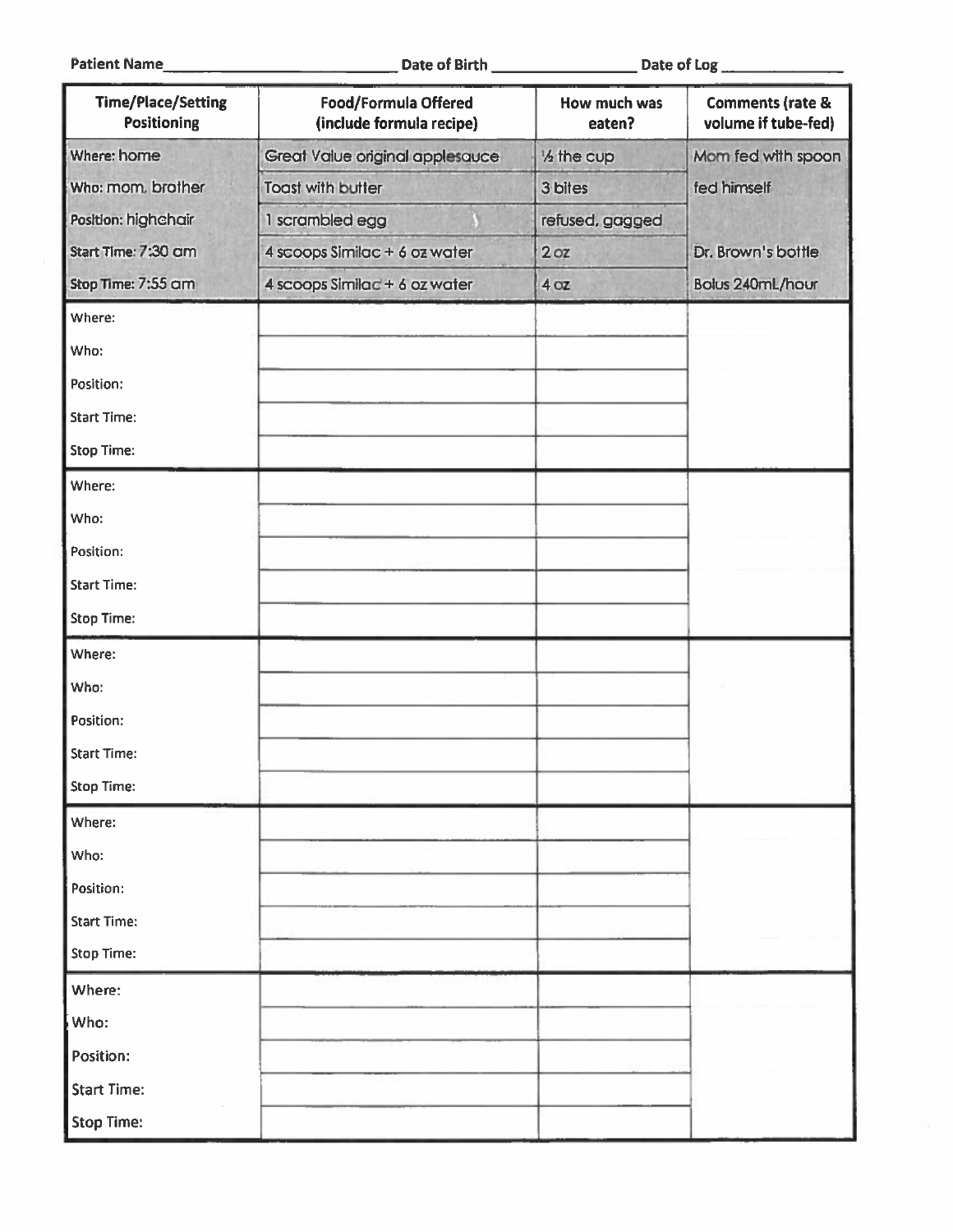Patient Name______________________ Date of Birth ______________ Date of Log ____________

| Time/Place/Setting Positioning | Food/Formula Offered (include formula recipe) | How much was eaten? | Comments (rate & volume if tube-fed) |
|---|---|---|---|
| Where: home | Great Value original applesauce | ½ the cup | Mom fed with spoon |
| Who: mom, brother | Toast with butter | 3 bites | fed himself |
| Position: highchair | 1 scrambled egg | refused, gagged | |
| Start Time: 7:30 am | 4 scoops Similac + 6 oz water | 2 oz | Dr. Brown's bottle |
| Stop Time: 7:55 am | 4 scoops Similac + 6 oz water | 4 oz | Bolus 240mL/hour |
| Where: | | | |
| Who: | | | |
| Position: | | | |
| Start Time: | | | |
| Stop Time: | | | |
| Where: | | | |
| Who: | | | |
| Position: | | | |
| Start Time: | | | |
| Stop Time: | | | |
| Where: | | | |
| Who: | | | |
| Position: | | | |
| Start Time: | | | |
| Stop Time: | | | |
| Where: | | | |
| Who: | | | |
| Position: | | | |
| Start Time: | | | |
| Stop Time: | | | |
| Where: | | | |
| Who: | | | |
| Position: | | | |
| Start Time: | | | |
| Stop Time: | | | |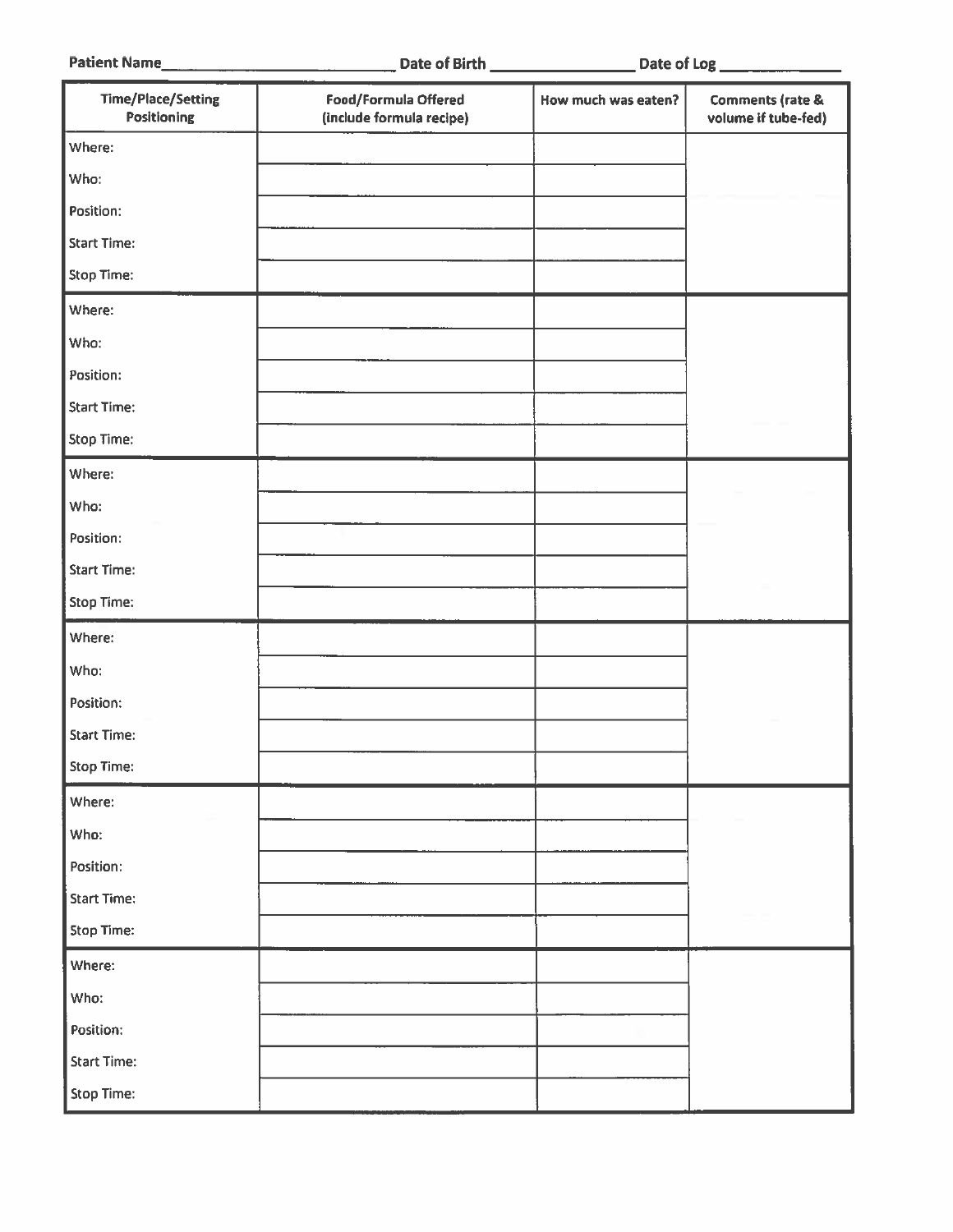Patient Name\_\_\_\_\_\_\_\_\_\_\_\_\_\_\_\_\_\_\_\_\_\_\_\_\_\_ Date of Birth \_\_\_\_\_\_\_\_\_\_\_\_\_\_\_\_ Date of Log \_\_\_\_\_\_\_\_\_\_\_\_\_\_

| Time/Place/Setting Positioning | Food/Formula Offered (include formula recipe) | How much was eaten? | Comments (rate & volume if tube-fed) |
|---|---|---|---|
| Where: | | | |
| Who: | | | |
| Position: | | | |
| Start Time: | | | |
| Stop Time: | | | |
| Where: | | | |
| Who: | | | |
| Position: | | | |
| Start Time: | | | |
| Stop Time: | | | |
| Where: | | | |
| Who: | | | |
| Position: | | | |
| Start Time: | | | |
| Stop Time: | | | |
| Where: | | | |
| Who: | | | |
| Position: | | | |
| Start Time: | | | |
| Stop Time: | | | |
| Where: | | | |
| Who: | | | |
| Position: | | | |
| Start Time: | | | |
| Stop Time: | | | |
| Where: | | | |
| Who: | | | |
| Position: | | | |
| Start Time: | | | |
| Stop Time: | | | |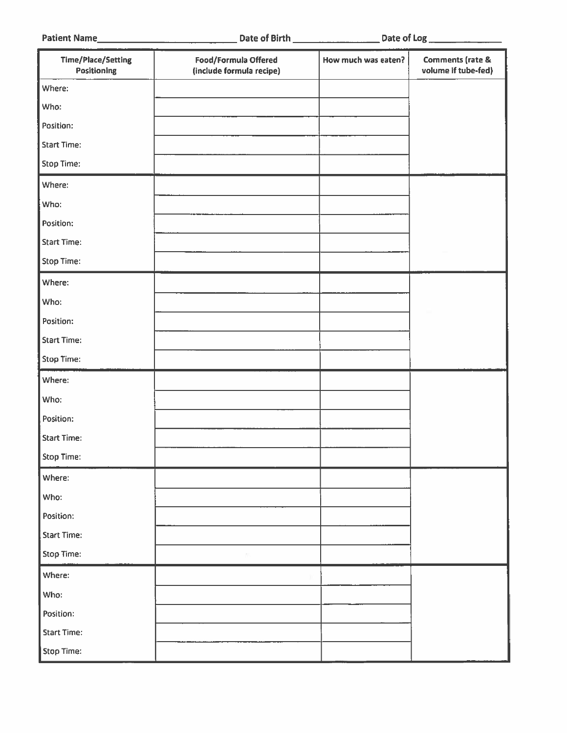Patient Name_____________________________ Date of Birth __________________ Date of Log _______________

| Time/Place/Setting Positioning | Food/Formula Offered (include formula recipe) | How much was eaten? | Comments (rate & volume if tube-fed) |
|---|---|---|---|
| Where: | | | |
| Who: | | | |
| Position: | | | |
| Start Time: | | | |
| Stop Time: | | | |
| Where: | | | |
| Who: | | | |
| Position: | | | |
| Start Time: | | | |
| Stop Time: | | | |
| Where: | | | |
| Who: | | | |
| Position: | | | |
| Start Time: | | | |
| Stop Time: | | | |
| Where: | | | |
| Who: | | | |
| Position: | | | |
| Start Time: | | | |
| Stop Time: | | | |
| Where: | | | |
| Who: | | | |
| Position: | | | |
| Start Time: | | | |
| Stop Time: | | | |
| Where: | | | |
| Who: | | | |
| Position: | | | |
| Start Time: | | | |
| Stop Time: | | | |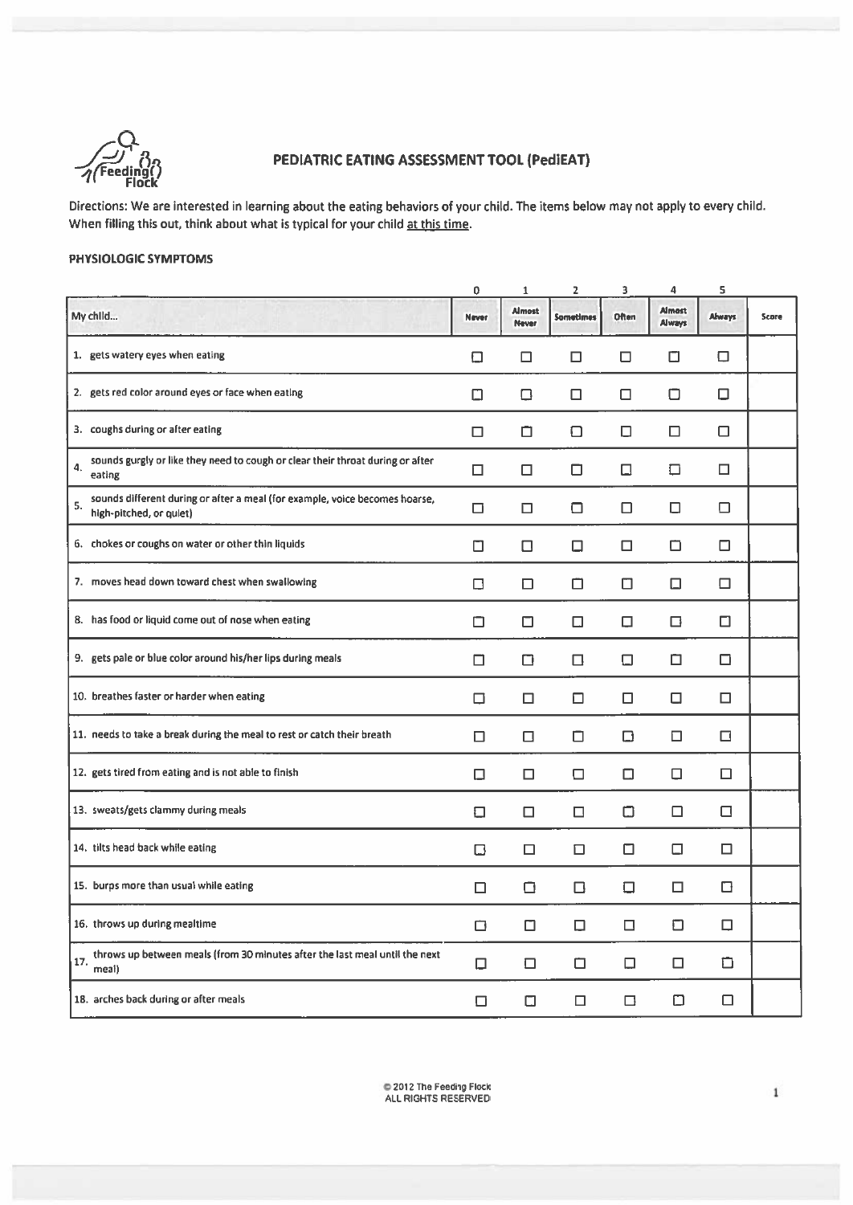# PEDIATRIC EATING ASSESSMENT TOOL (PediEAT)

Directions: We are interested in learning about the eating behaviors of your child. The items below may not apply to every child. When filling this out, think about what is typical for your child <u>at this time</u>.

### PHYSIOLOGIC SYMPTOMS

| My child... | 0<br>Never | 1<br>Almost Never | 2<br>Sometimes | 3<br>Often | 4<br>Almost Always | 5<br>Always | Score |
|---|---|---|---|---|---|---|---|
| 1. gets watery eyes when eating | ☐ | ☐ | ☐ | ☐ | ☐ | ☐ | |
| 2. gets red color around eyes or face when eating | ☐ | ☐ | ☐ | ☐ | ☐ | ☐ | |
| 3. coughs during or after eating | ☐ | ☐ | ☐ | ☐ | ☐ | ☐ | |
| 4. sounds gurgly or like they need to cough or clear their throat during or after eating | ☐ | ☐ | ☐ | ☐ | ☐ | ☐ | |
| 5. sounds different during or after a meal (for example, voice becomes hoarse, high-pitched, or quiet) | ☐ | ☐ | ☐ | ☐ | ☐ | ☐ | |
| 6. chokes or coughs on water or other thin liquids | ☐ | ☐ | ☐ | ☐ | ☐ | ☐ | |
| 7. moves head down toward chest when swallowing | ☐ | ☐ | ☐ | ☐ | ☐ | ☐ | |
| 8. has food or liquid come out of nose when eating | ☐ | ☐ | ☐ | ☐ | ☐ | ☐ | |
| 9. gets pale or blue color around his/her lips during meals | ☐ | ☐ | ☐ | ☐ | ☐ | ☐ | |
| 10. breathes faster or harder when eating | ☐ | ☐ | ☐ | ☐ | ☐ | ☐ | |
| 11. needs to take a break during the meal to rest or catch their breath | ☐ | ☐ | ☐ | ☐ | ☐ | ☐ | |
| 12. gets tired from eating and is not able to finish | ☐ | ☐ | ☐ | ☐ | ☐ | ☐ | |
| 13. sweats/gets clammy during meals | ☐ | ☐ | ☐ | ☐ | ☐ | ☐ | |
| 14. tilts head back while eating | ☐ | ☐ | ☐ | ☐ | ☐ | ☐ | |
| 15. burps more than usual while eating | ☐ | ☐ | ☐ | ☐ | ☐ | ☐ | |
| 16. throws up during mealtime | ☐ | ☐ | ☐ | ☐ | ☐ | ☐ | |
| 17. throws up between meals (from 30 minutes after the last meal until the next meal) | ☐ | ☐ | ☐ | ☐ | ☐ | ☐ | |
| 18. arches back during or after meals | ☐ | ☐ | ☐ | ☐ | ☐ | ☐ | |

© 2012 The Feeding Flock
ALL RIGHTS RESERVED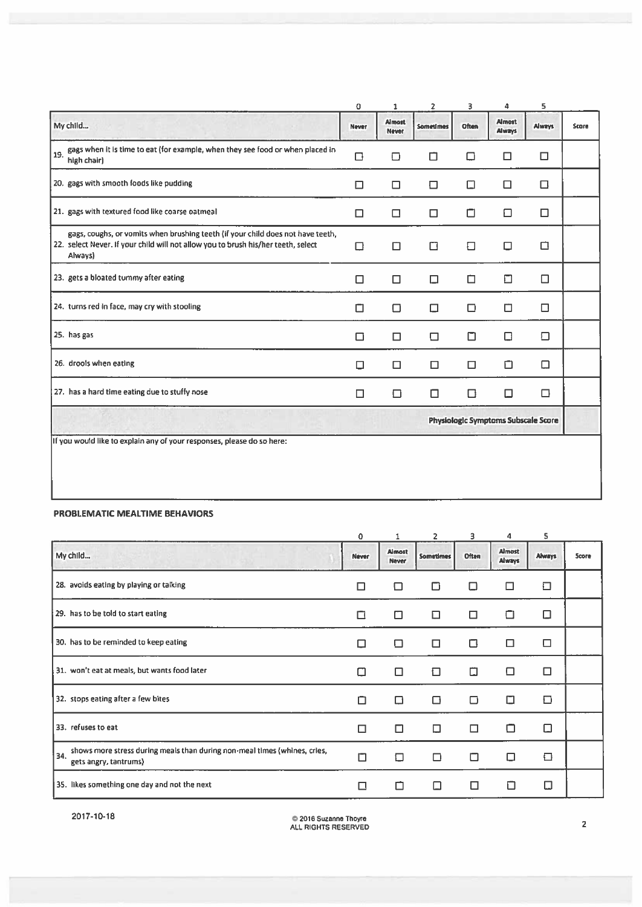| My child... | 0<br>Never | 1<br>Almost Never | 2<br>Sometimes | 3<br>Often | 4<br>Almost Always | 5<br>Always | Score |
|---|---|---|---|---|---|---|---|
| 19. gags when it is time to eat (for example, when they see food or when placed in high chair) | ☐ | ☐ | ☐ | ☐ | ☐ | ☐ | |
| 20. gags with smooth foods like pudding | ☐ | ☐ | ☐ | ☐ | ☐ | ☐ | |
| 21. gags with textured food like coarse oatmeal | ☐ | ☐ | ☐ | ☐ | ☐ | ☐ | |
| 22. gags, coughs, or vomits when brushing teeth (if your child does not have teeth, select Never. If your child will not allow you to brush his/her teeth, select Always) | ☐ | ☐ | ☐ | ☐ | ☐ | ☐ | |
| 23. gets a bloated tummy after eating | ☐ | ☐ | ☐ | ☐ | ☐ | ☐ | |
| 24. turns red in face, may cry with stooling | ☐ | ☐ | ☐ | ☐ | ☐ | ☐ | |
| 25. has gas | ☐ | ☐ | ☐ | ☐ | ☐ | ☐ | |
| 26. drools when eating | ☐ | ☐ | ☐ | ☐ | ☐ | ☐ | |
| 27. has a hard time eating due to stuffy nose | ☐ | ☐ | ☐ | ☐ | ☐ | ☐ | |
| | | | | | | **Physiologic Symptoms Subscale Score** | |

If you would like to explain any of your responses, please do so here:

**PROBLEMATIC MEALTIME BEHAVIORS**

| My child... | 0<br>Never | 1<br>Almost Never | 2<br>Sometimes | 3<br>Often | 4<br>Almost Always | 5<br>Always | Score |
|---|---|---|---|---|---|---|---|
| 28. avoids eating by playing or talking | ☐ | ☐ | ☐ | ☐ | ☐ | ☐ | |
| 29. has to be told to start eating | ☐ | ☐ | ☐ | ☐ | ☐ | ☐ | |
| 30. has to be reminded to keep eating | ☐ | ☐ | ☐ | ☐ | ☐ | ☐ | |
| 31. won't eat at meals, but wants food later | ☐ | ☐ | ☐ | ☐ | ☐ | ☐ | |
| 32. stops eating after a few bites | ☐ | ☐ | ☐ | ☐ | ☐ | ☐ | |
| 33. refuses to eat | ☐ | ☐ | ☐ | ☐ | ☐ | ☐ | |
| 34. shows more stress during meals than during non-meal times (whines, cries, gets angry, tantrums) | ☐ | ☐ | ☐ | ☐ | ☐ | ☐ | |
| 35. likes something one day and not the next | ☐ | ☐ | ☐ | ☐ | ☐ | ☐ | |

2017-10-18

© 2016 Suzanne Thoyre
ALL RIGHTS RESERVED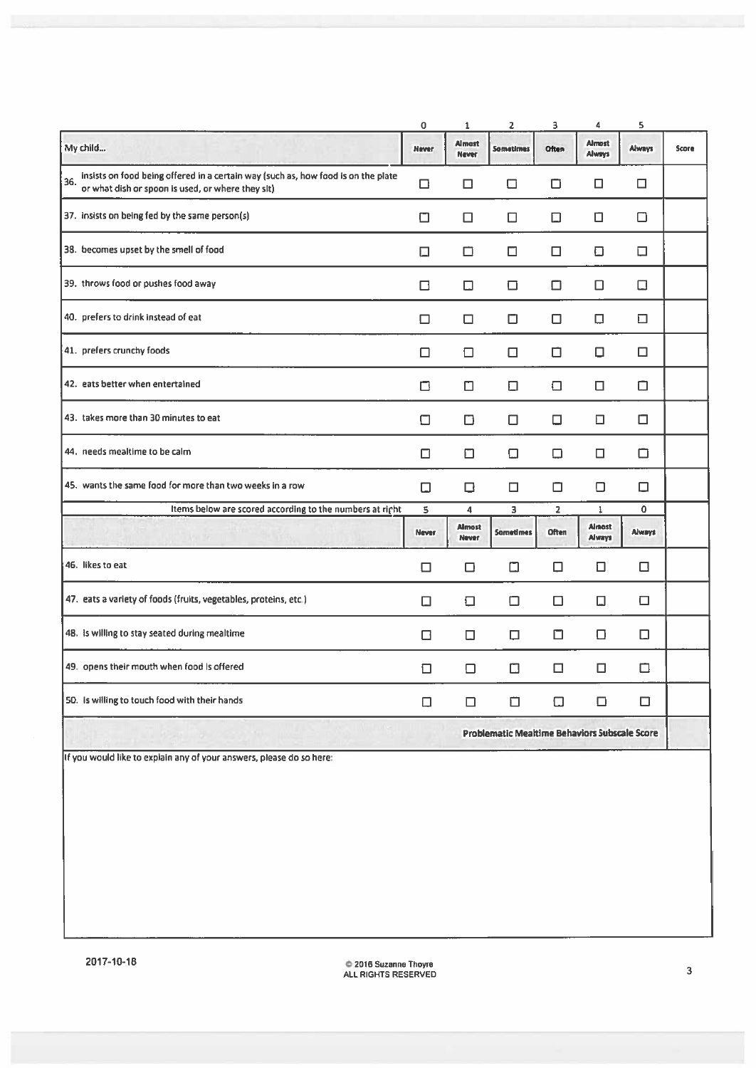| | 0 | 1 | 2 | 3 | 4 | 5 | |
|---|---|---|---|---|---|---|---|
| My child... | Never | Almost Never | Sometimes | Often | Almost Always | Always | Score |
| 36. insists on food being offered in a certain way (such as, how food is on the plate or what dish or spoon is used, or where they sit) | ☐ | ☐ | ☐ | ☐ | ☐ | ☐ | |
| 37. insists on being fed by the same person(s) | ☐ | ☐ | ☐ | ☐ | ☐ | ☐ | |
| 38. becomes upset by the smell of food | ☐ | ☐ | ☐ | ☐ | ☐ | ☐ | |
| 39. throws food or pushes food away | ☐ | ☐ | ☐ | ☐ | ☐ | ☐ | |
| 40. prefers to drink instead of eat | ☐ | ☐ | ☐ | ☐ | ☐ | ☐ | |
| 41. prefers crunchy foods | ☐ | ☐ | ☐ | ☐ | ☐ | ☐ | |
| 42. eats better when entertained | ☐ | ☐ | ☐ | ☐ | ☐ | ☐ | |
| 43. takes more than 30 minutes to eat | ☐ | ☐ | ☐ | ☐ | ☐ | ☐ | |
| 44. needs mealtime to be calm | ☐ | ☐ | ☐ | ☐ | ☐ | ☐ | |
| 45. wants the same food for more than two weeks in a row | ☐ | ☐ | ☐ | ☐ | ☐ | ☐ | |
| Items below are scored according to the numbers at right | 5 | 4 | 3 | 2 | 1 | 0 | |
| | Never | Almost Never | Sometimes | Often | Almost Always | Always | |
| 46. likes to eat | ☐ | ☐ | ☐ | ☐ | ☐ | ☐ | |
| 47. eats a variety of foods (fruits, vegetables, proteins, etc.) | ☐ | ☐ | ☐ | ☐ | ☐ | ☐ | |
| 48. is willing to stay seated during mealtime | ☐ | ☐ | ☐ | ☐ | ☐ | ☐ | |
| 49. opens their mouth when food is offered | ☐ | ☐ | ☐ | ☐ | ☐ | ☐ | |
| 50. is willing to touch food with their hands | ☐ | ☐ | ☐ | ☐ | ☐ | ☐ | |
| **Problematic Mealtime Behaviors Subscale Score** | | | | | | | |

If you would like to explain any of your answers, please do so here:

2017-10-18

© 2016 Suzanne Thoyre
ALL RIGHTS RESERVED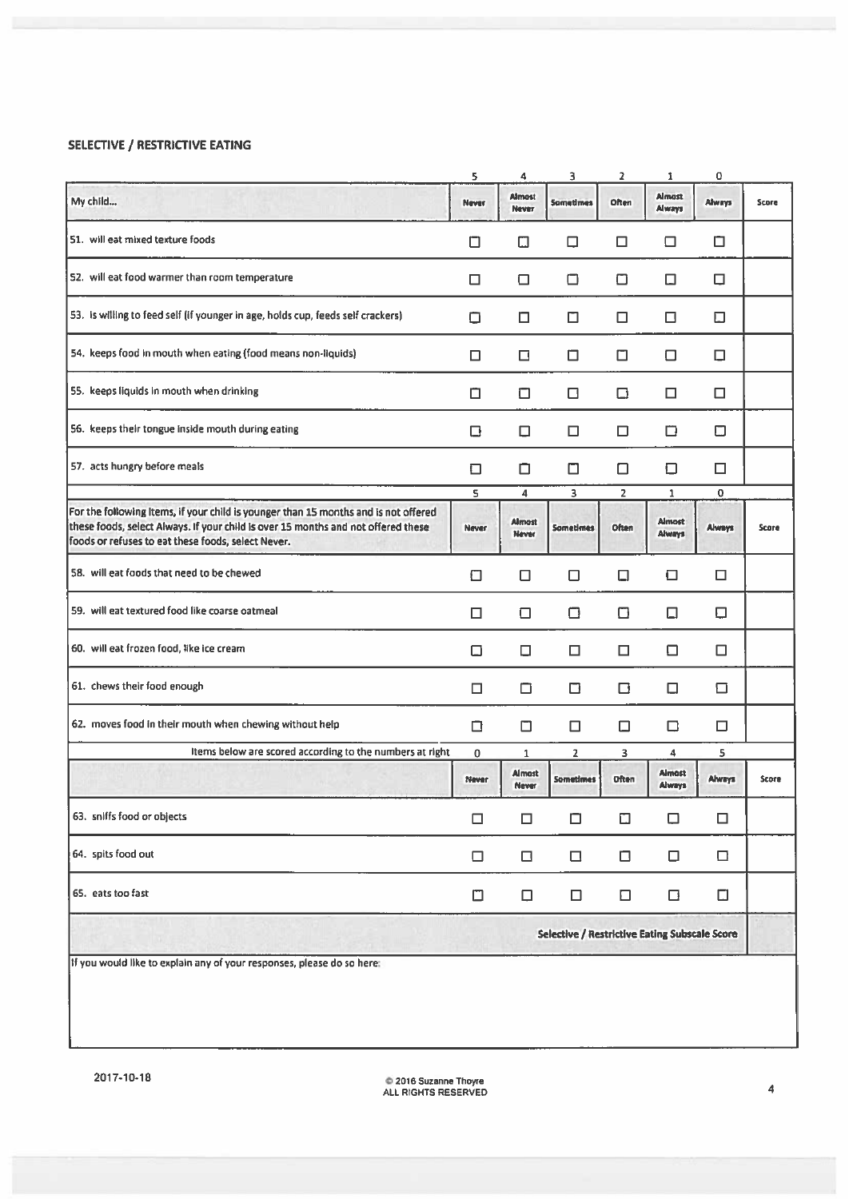### SELECTIVE / RESTRICTIVE EATING

| | 5 | 4 | 3 | 2 | 1 | 0 | |
|---|---|---|---|---|---|---|---|
| My child... | Never | Almost Never | Sometimes | Often | Almost Always | Always | Score |
| 51. will eat mixed texture foods | ☐ | ☐ | ☐ | ☐ | ☐ | ☐ | |
| 52. will eat food warmer than room temperature | ☐ | ☐ | ☐ | ☐ | ☐ | ☐ | |
| 53. is willing to feed self (if younger in age, holds cup, feeds self crackers) | ☐ | ☐ | ☐ | ☐ | ☐ | ☐ | |
| 54. keeps food in mouth when eating (food means non-liquids) | ☐ | ☐ | ☐ | ☐ | ☐ | ☐ | |
| 55. keeps liquids in mouth when drinking | ☐ | ☐ | ☐ | ☐ | ☐ | ☐ | |
| 56. keeps their tongue inside mouth during eating | ☐ | ☐ | ☐ | ☐ | ☐ | ☐ | |
| 57. acts hungry before meals | ☐ | ☐ | ☐ | ☐ | ☐ | ☐ | |
| | 5 | 4 | 3 | 2 | 1 | 0 | |
| For the following items, if your child is younger than 15 months and is not offered these foods, select Always. If your child is over 15 months and not offered these foods or refuses to eat these foods, select Never. | Never | Almost Never | Sometimes | Often | Almost Always | Always | Score |
| 58. will eat foods that need to be chewed | ☐ | ☐ | ☐ | ☐ | ☐ | ☐ | |
| 59. will eat textured food like coarse oatmeal | ☐ | ☐ | ☐ | ☐ | ☐ | ☐ | |
| 60. will eat frozen food, like ice cream | ☐ | ☐ | ☐ | ☐ | ☐ | ☐ | |
| 61. chews their food enough | ☐ | ☐ | ☐ | ☐ | ☐ | ☐ | |
| 62. moves food in their mouth when chewing without help | ☐ | ☐ | ☐ | ☐ | ☐ | ☐ | |
| Items below are scored according to the numbers at right | 0 | 1 | 2 | 3 | 4 | 5 | |
| | Never | Almost Never | Sometimes | Often | Almost Always | Always | Score |
| 63. sniffs food or objects | ☐ | ☐ | ☐ | ☐ | ☐ | ☐ | |
| 64. spits food out | ☐ | ☐ | ☐ | ☐ | ☐ | ☐ | |
| 65. eats too fast | ☐ | ☐ | ☐ | ☐ | ☐ | ☐ | |
| | | | | | | **Selective / Restrictive Eating Subscale Score** | |

If you would like to explain any of your responses, please do so here:

2017-10-18

© 2016 Suzanne Thoyre
ALL RIGHTS RESERVED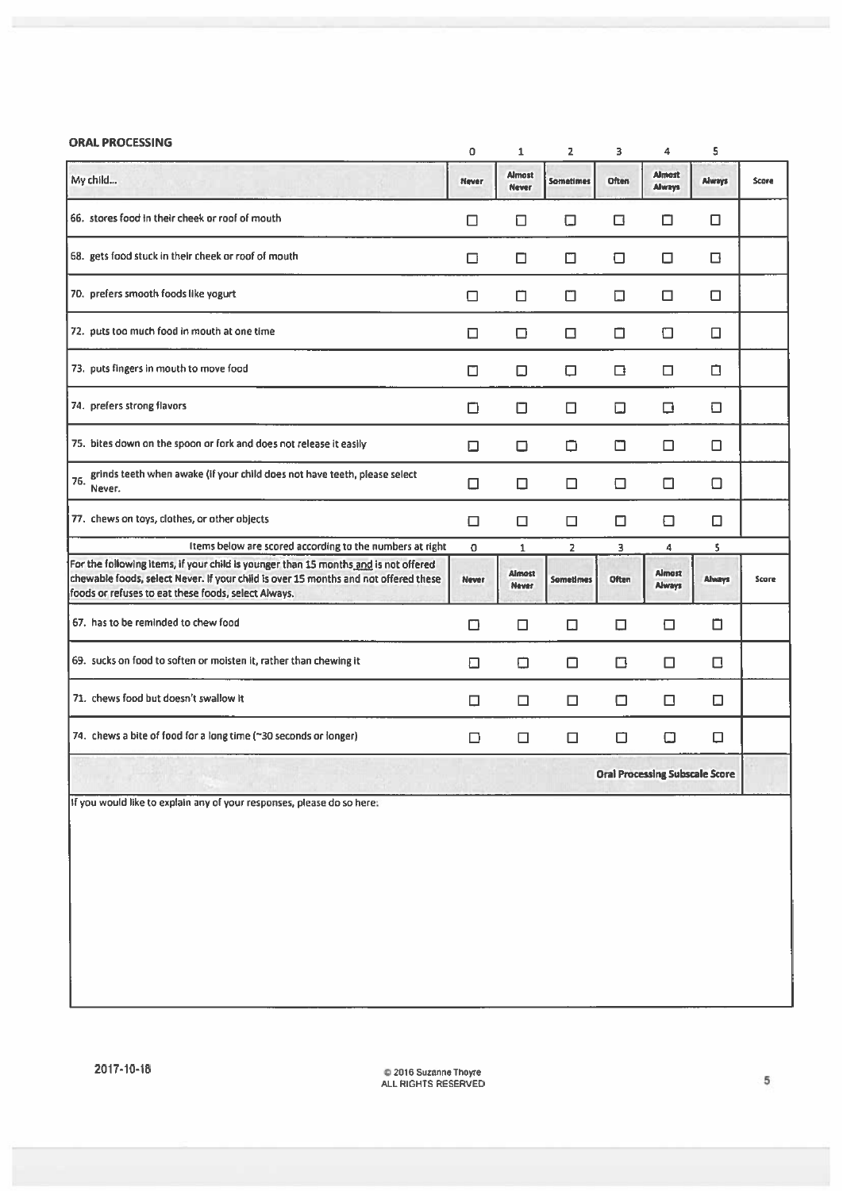## ORAL PROCESSING

| My child... | 0<br>Never | 1<br>Almost Never | 2<br>Sometimes | 3<br>Often | 4<br>Almost Always | 5<br>Always | Score |
|---|---|---|---|---|---|---|---|
| 66. stores food in their cheek or roof of mouth | ☐ | ☐ | ☐ | ☐ | ☐ | ☐ | |
| 68. gets food stuck in their cheek or roof of mouth | ☐ | ☐ | ☐ | ☐ | ☐ | ☐ | |
| 70. prefers smooth foods like yogurt | ☐ | ☐ | ☐ | ☐ | ☐ | ☐ | |
| 72. puts too much food in mouth at one time | ☐ | ☐ | ☐ | ☐ | ☐ | ☐ | |
| 73. puts fingers in mouth to move food | ☐ | ☐ | ☐ | ☐ | ☐ | ☐ | |
| 74. prefers strong flavors | ☐ | ☐ | ☐ | ☐ | ☐ | ☐ | |
| 75. bites down on the spoon or fork and does not release it easily | ☐ | ☐ | ☐ | ☐ | ☐ | ☐ | |
| 76. grinds teeth when awake (if your child does not have teeth, please select Never. | ☐ | ☐ | ☐ | ☐ | ☐ | ☐ | |
| 77. chews on toys, clothes, or other objects | ☐ | ☐ | ☐ | ☐ | ☐ | ☐ | |
| Items below are scored according to the numbers at right | 0 | 1 | 2 | 3 | 4 | 5 | |
| For the following items, if your child is younger than 15 months and is not offered chewable foods, select Never. If your child is over 15 months and not offered these foods or refuses to eat these foods, select Always. | Never | Almost Never | Sometimes | Often | Almost Always | Always | Score |
| 67. has to be reminded to chew food | ☐ | ☐ | ☐ | ☐ | ☐ | ☐ | |
| 69. sucks on food to soften or moisten it, rather than chewing it | ☐ | ☐ | ☐ | ☐ | ☐ | ☐ | |
| 71. chews food but doesn't swallow it | ☐ | ☐ | ☐ | ☐ | ☐ | ☐ | |
| 74. chews a bite of food for a long time (~30 seconds or longer) | ☐ | ☐ | ☐ | ☐ | ☐ | ☐ | |
| | | | | | | **Oral Processing Subscale Score** | |

If you would like to explain any of your responses, please do so here:

2017-10-18

© 2016 Suzanne Thoyre
ALL RIGHTS RESERVED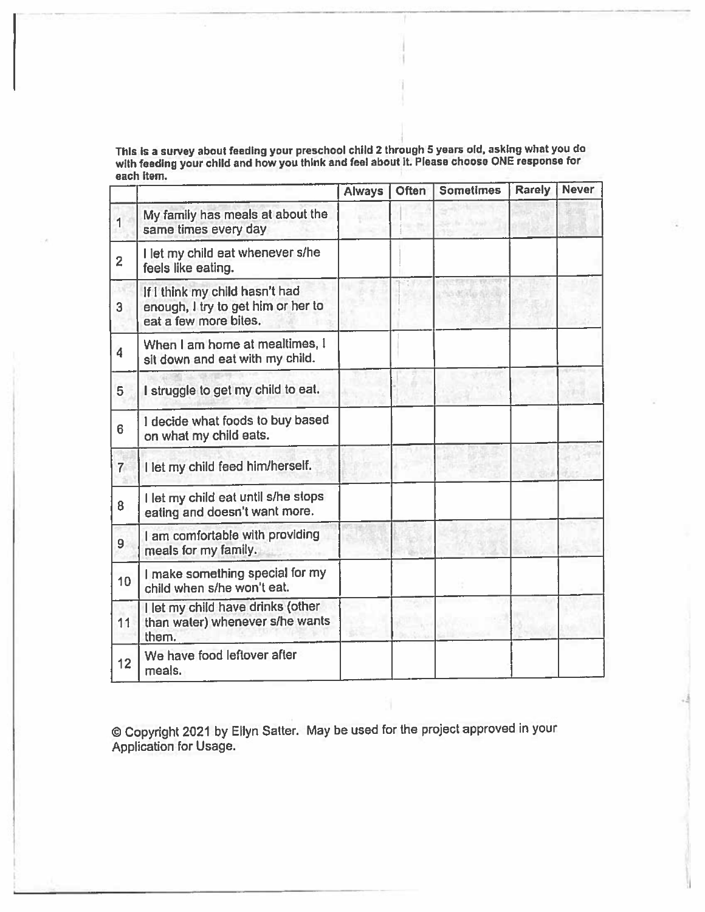**This is a survey about feeding your preschool child 2 through 5 years old, asking what you do with feeding your child and how you think and feel about it. Please choose ONE response for each item.**

| | | Always | Often | Sometimes | Rarely | Never |
|---|---|---|---|---|---|---|
| 1 | My family has meals at about the same times every day | | | | | |
| 2 | I let my child eat whenever s/he feels like eating. | | | | | |
| 3 | If I think my child hasn't had enough, I try to get him or her to eat a few more bites. | | | | | |
| 4 | When I am home at mealtimes, I sit down and eat with my child. | | | | | |
| 5 | I struggle to get my child to eat. | | | | | |
| 6 | I decide what foods to buy based on what my child eats. | | | | | |
| 7 | I let my child feed him/herself. | | | | | |
| 8 | I let my child eat until s/he stops eating and doesn't want more. | | | | | |
| 9 | I am comfortable with providing meals for my family. | | | | | |
| 10 | I make something special for my child when s/he won't eat. | | | | | |
| 11 | I let my child have drinks (other than water) whenever s/he wants them. | | | | | |
| 12 | We have food leftover after meals. | | | | | |

© Copyright 2021 by Ellyn Satter. May be used for the project approved in your Application for Usage.